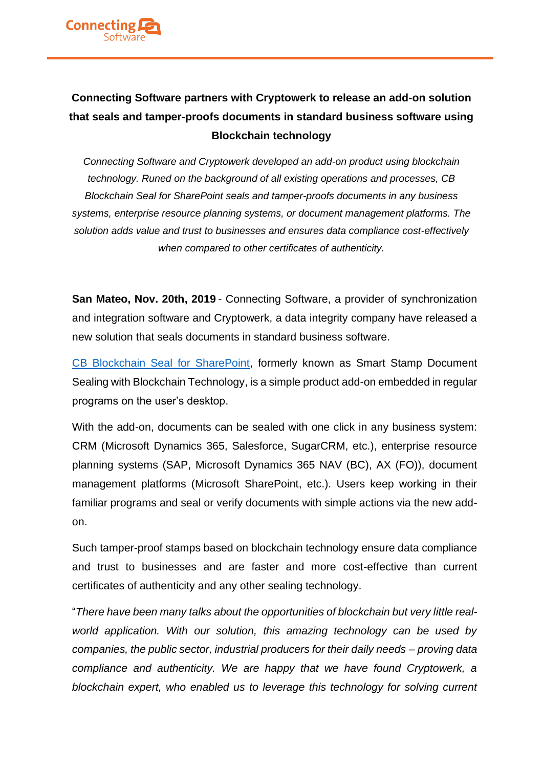# Connecting Software partners with Cryptowerk to release an add-on solution that seals and tamper-proofs documents in standard business software using Blockchain technology

*Connecting Software and Cryptowerk developed an add-on product using blockchain technology. Runed on the background of all existing operations and processes, CB Blockchain Seal for SharePoint seals and tamper-proofs documents in any business systems, enterprise resource planning systems, or document management platforms. The solution adds value and trust to businesses and ensures data compliance cost-effectively when compared to other certificates of authenticity.*

**San Mateo, Nov. 20th, 2019** - Connecting Software, a provider of synchronization and integration software and Cryptowerk, a data integrity company have released a new solution that seals documents in standard business software.

CB Blockchain Seal for SharePoint, formerly known as Smart Stamp Document Sealing with Blockchain Technology, is a simple product add-on embedded in regular programs on the user's desktop.

With the add-on, documents can be sealed with one click in any business system: CRM (Microsoft Dynamics 365, Salesforce, SugarCRM, etc.), enterprise resource planning systems (SAP, Microsoft Dynamics 365 NAV (BC), AX (FO)), document management platforms (Microsoft SharePoint, etc.). Users keep working in their familiar programs and seal or verify documents with simple actions via the new add-on.

Such tamper-proof stamps based on blockchain technology ensure data compliance and trust to businesses and are faster and more cost-effective than current certificates of authenticity and any other sealing technology.

"*There have been many talks about the opportunities of blockchain but very little real-world application. With our solution, this amazing technology can be used by companies, the public sector, industrial producers for their daily needs – proving data compliance and authenticity. We are happy that we have found Cryptowerk, a blockchain expert, who enabled us to leverage this technology for solving current*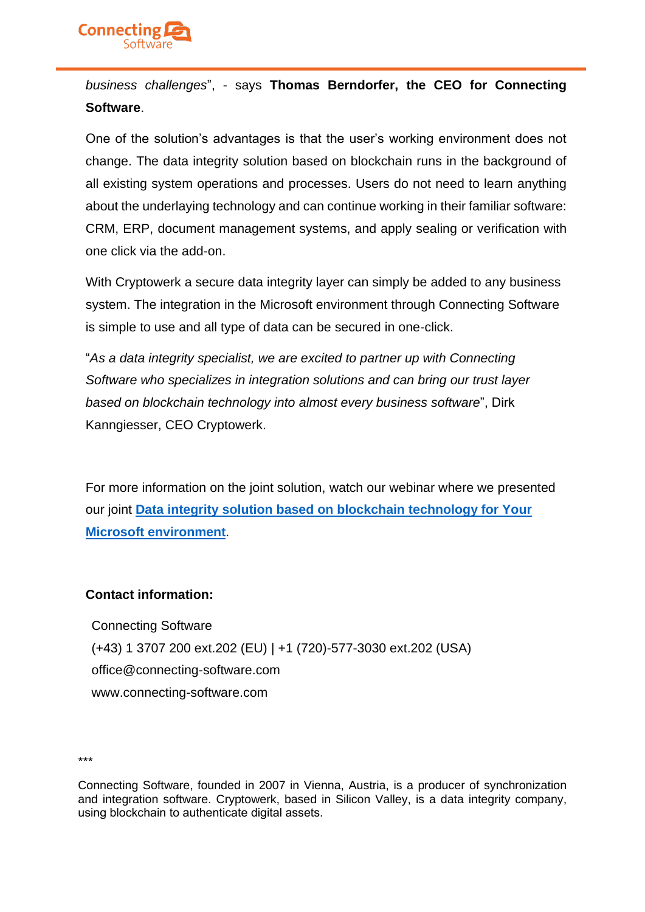*business challenges*", - says **Thomas Berndorfer, the CEO for Connecting Software**.

One of the solution's advantages is that the user's working environment does not change. The data integrity solution based on blockchain runs in the background of all existing system operations and processes. Users do not need to learn anything about the underlaying technology and can continue working in their familiar software: CRM, ERP, document management systems, and apply sealing or verification with one click via the add-on.

With Cryptowerk a secure data integrity layer can simply be added to any business system. The integration in the Microsoft environment through Connecting Software is simple to use and all type of data can be secured in one-click.

"*As a data integrity specialist, we are excited to partner up with Connecting Software who specializes in integration solutions and can bring our trust layer based on blockchain technology into almost every business software*", Dirk Kanngiesser, CEO Cryptowerk.

For more information on the joint solution, watch our webinar where we presented our joint **Data integrity solution based on blockchain technology for Your Microsoft environment**.

**Contact information:**

Connecting Software
(+43) 1 3707 200 ext.202 (EU) | +1 (720)-577-3030 ext.202 (USA)
office@connecting-software.com
www.connecting-software.com

***

Connecting Software, founded in 2007 in Vienna, Austria, is a producer of synchronization and integration software. Cryptowerk, based in Silicon Valley, is a data integrity company, using blockchain to authenticate digital assets.